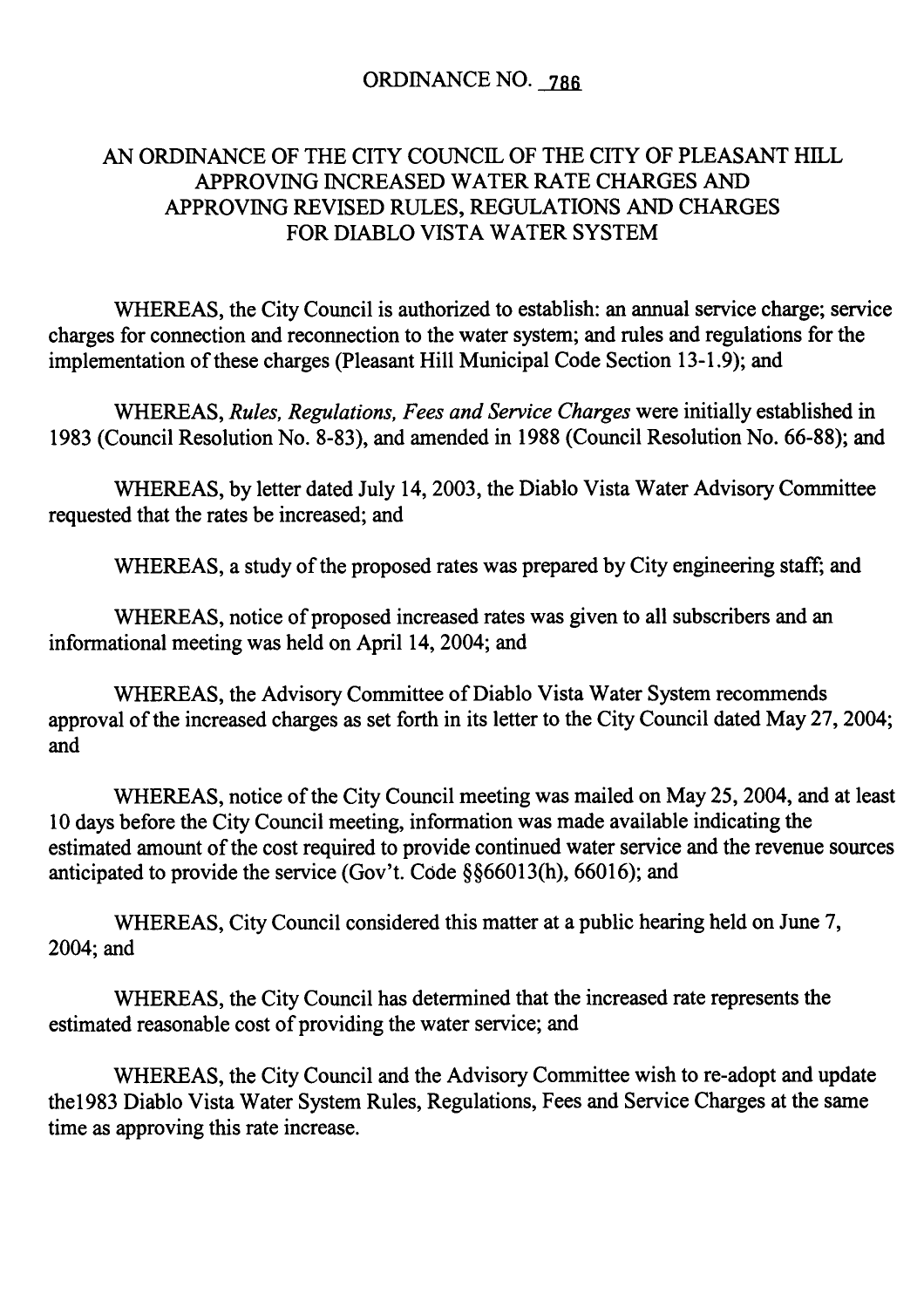# ORDINANCE NO. 786

## AN ORDINANCE OF THE CITY COUNCIL OF THE CITY OF PLEASANT HILL APPROVING INCREASED WATER RATE CHARGES AND APPROVING REVISED RULES, REGULATIONS AND CHARGES FOR DIABLO VISTA WATER SYSTEM

WHEREAS, the City Council is authorized to establish: an annual service charge; service charges for connection and reconnection to the water system; and rules and regulations for the implementation of these charges (Pleasant Hill Municipal Code Section 13-1.9); and

WHEREAS, *Rules, Regulations, Fees and Service Charges* were initially established in 1983 (Council Resolution No. 8-83), and amended in 1988 (Council Resolution No. 66-88); and

WHEREAS, by letter dated July 14, 2003, the Diablo Vista Water Advisory Committee requested that the rates be increased; and

WHEREAS, a study of the proposed rates was prepared by City engineering staff; and

WHEREAS, notice of proposed increased rates was given to all subscribers and an informational meeting was held on April 14, 2004; and

WHEREAS, the Advisory Committee of Diablo Vista Water System recommends approval of the increased charges as set forth in its letter to the City Council dated May 27, 2004; and

WHEREAS, notice of the City Council meeting was mailed on May 25, 2004, and at least 10 days before the City Council meeting, information was made available indicating the estimated amount of the cost required to provide continued water service and the revenue sources anticipated to provide the service (Gov't. Code §§66013(h), 66016); and

WHEREAS, City Council considered this matter at a public hearing held on June 7, 2004; and

WHEREAS, the City Council has determined that the increased rate represents the estimated reasonable cost of providing the water service; and

WHEREAS, the City Council and the Advisory Committee wish to re-adopt and update the1983 Diablo Vista Water System Rules, Regulations, Fees and Service Charges at the same time as approving this rate increase.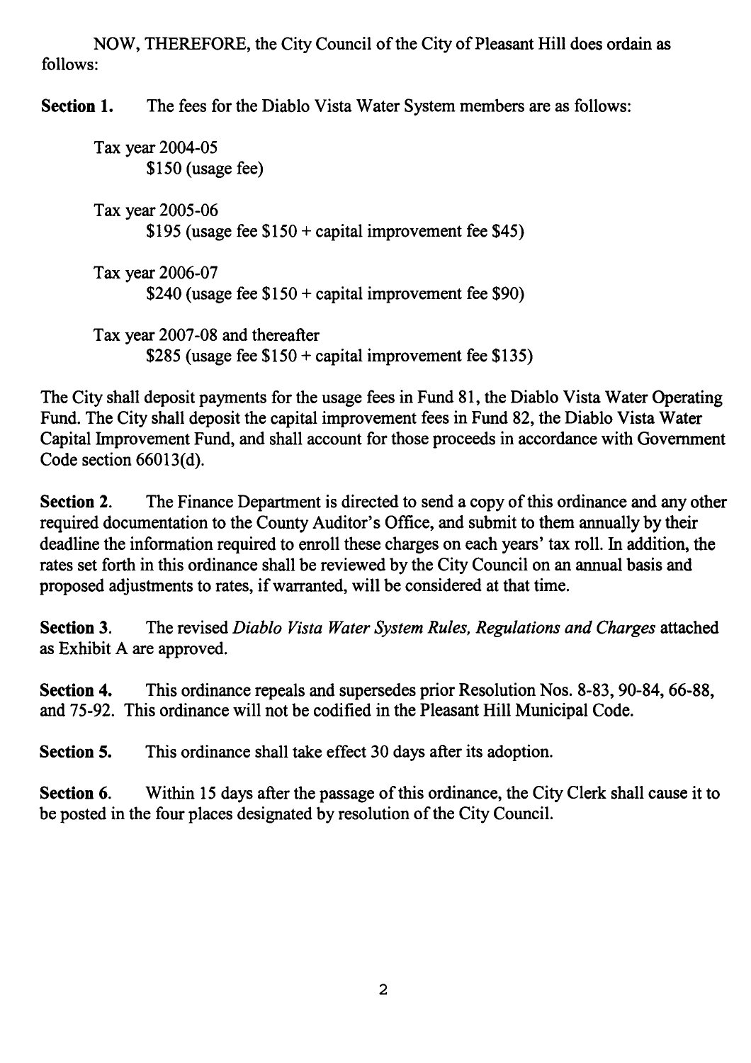NOW, THEREFORE, the City Council of the City of Pleasant Hill does ordain as follows:

**Section 1.** The fees for the Diablo Vista Water System members are as follows:

Tax year 2004-05
$150 (usage fee)

Tax year 2005-06
$195 (usage fee $150 + capital improvement fee $45)

Tax year 2006-07
$240 (usage fee $150 + capital improvement fee $90)

Tax year 2007-08 and thereafter
$285 (usage fee $150 + capital improvement fee $135)

The City shall deposit payments for the usage fees in Fund 81, the Diablo Vista Water Operating Fund. The City shall deposit the capital improvement fees in Fund 82, the Diablo Vista Water Capital Improvement Fund, and shall account for those proceeds in accordance with Government Code section 66013(d).

**Section 2.** The Finance Department is directed to send a copy of this ordinance and any other required documentation to the County Auditor's Office, and submit to them annually by their deadline the information required to enroll these charges on each years' tax roll. In addition, the rates set forth in this ordinance shall be reviewed by the City Council on an annual basis and proposed adjustments to rates, if warranted, will be considered at that time.

**Section 3.** The revised *Diablo Vista Water System Rules, Regulations and Charges* attached as Exhibit A are approved.

**Section 4.** This ordinance repeals and supersedes prior Resolution Nos. 8-83, 90-84, 66-88, and 75-92. This ordinance will not be codified in the Pleasant Hill Municipal Code.

**Section 5.** This ordinance shall take effect 30 days after its adoption.

**Section 6.** Within 15 days after the passage of this ordinance, the City Clerk shall cause it to be posted in the four places designated by resolution of the City Council.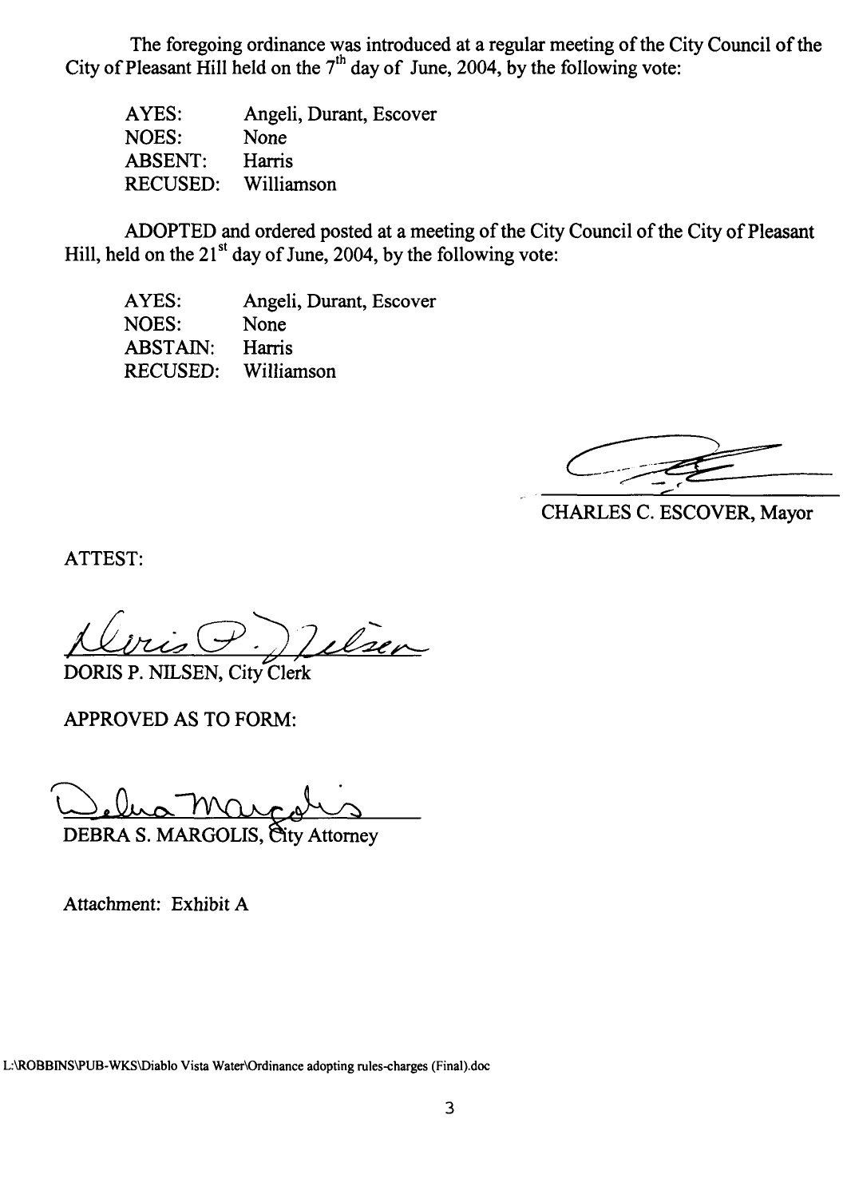The foregoing ordinance was introduced at a regular meeting of the City Council of the City of Pleasant Hill held on the 7th day of June, 2004, by the following vote:

| | |
|---|---|
| AYES: | Angeli, Durant, Escover |
| NOES: | None |
| ABSENT: | Harris |
| RECUSED: | Williamson |

ADOPTED and ordered posted at a meeting of the City Council of the City of Pleasant Hill, held on the 21st day of June, 2004, by the following vote:

| | |
|---|---|
| AYES: | Angeli, Durant, Escover |
| NOES: | None |
| ABSTAIN: | Harris |
| RECUSED: | Williamson |

CHARLES C. ESCOVER, Mayor

ATTEST:

DORIS P. NILSEN, City Clerk

APPROVED AS TO FORM:

DEBRA S. MARGOLIS, City Attorney

Attachment: Exhibit A

L:\ROBBINS\PUB-WKS\Diablo Vista Water\Ordinance adopting rules-charges (Final).doc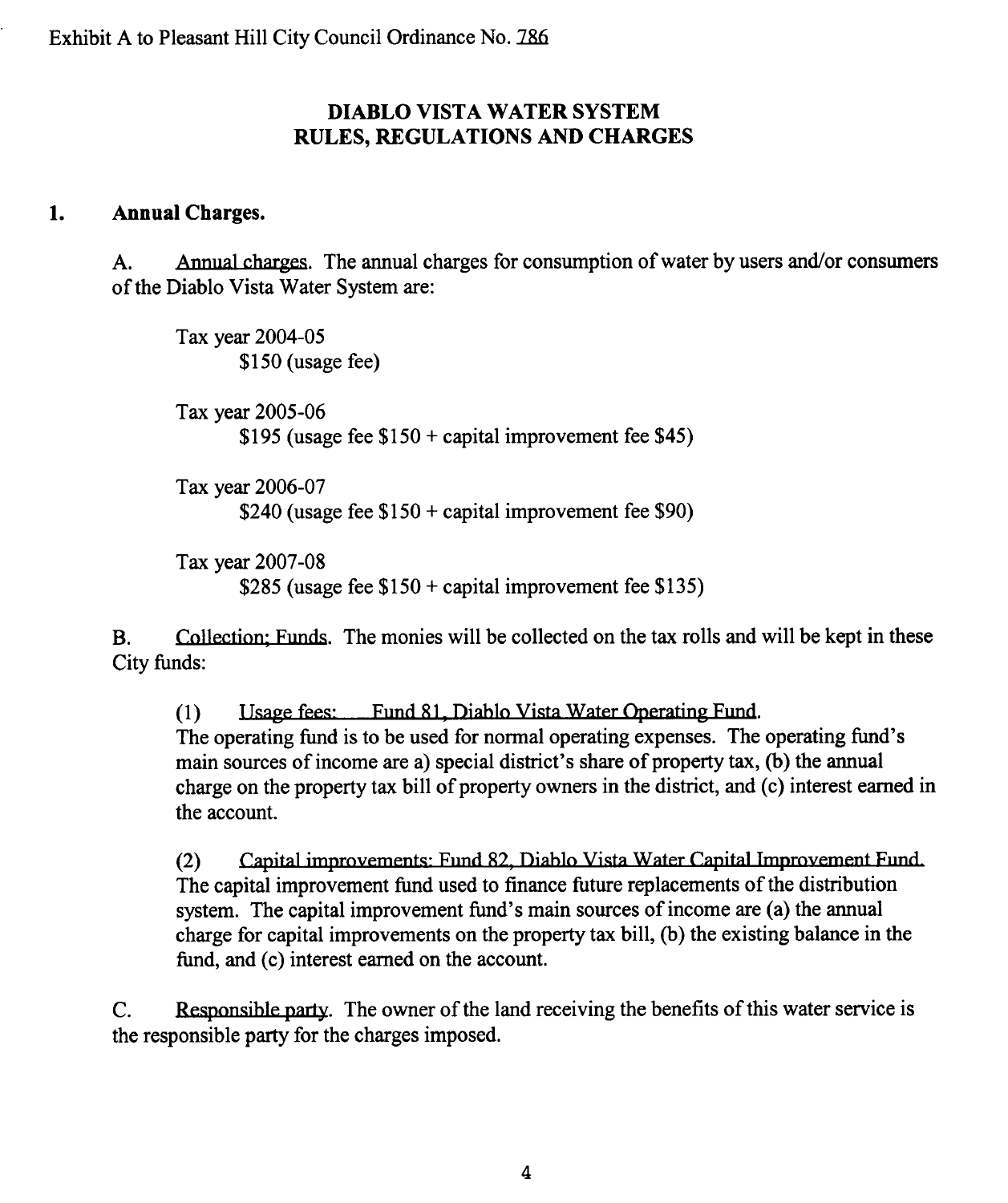Exhibit A to Pleasant Hill City Council Ordinance No. 786

# DIABLO VISTA WATER SYSTEM RULES, REGULATIONS AND CHARGES

## 1. Annual Charges.

A. Annual charges. The annual charges for consumption of water by users and/or consumers of the Diablo Vista Water System are:

Tax year 2004-05
$150 (usage fee)

Tax year 2005-06
$195 (usage fee $150 + capital improvement fee $45)

Tax year 2006-07
$240 (usage fee $150 + capital improvement fee $90)

Tax year 2007-08
$285 (usage fee $150 + capital improvement fee $135)

B. Collection; Funds. The monies will be collected on the tax rolls and will be kept in these City funds:

(1) Usage fees: Fund 81, Diablo Vista Water Operating Fund.
The operating fund is to be used for normal operating expenses. The operating fund's main sources of income are a) special district's share of property tax, (b) the annual charge on the property tax bill of property owners in the district, and (c) interest earned in the account.

(2) Capital improvements: Fund 82, Diablo Vista Water Capital Improvement Fund.
The capital improvement fund used to finance future replacements of the distribution system. The capital improvement fund's main sources of income are (a) the annual charge for capital improvements on the property tax bill, (b) the existing balance in the fund, and (c) interest earned on the account.

C. Responsible party. The owner of the land receiving the benefits of this water service is the responsible party for the charges imposed.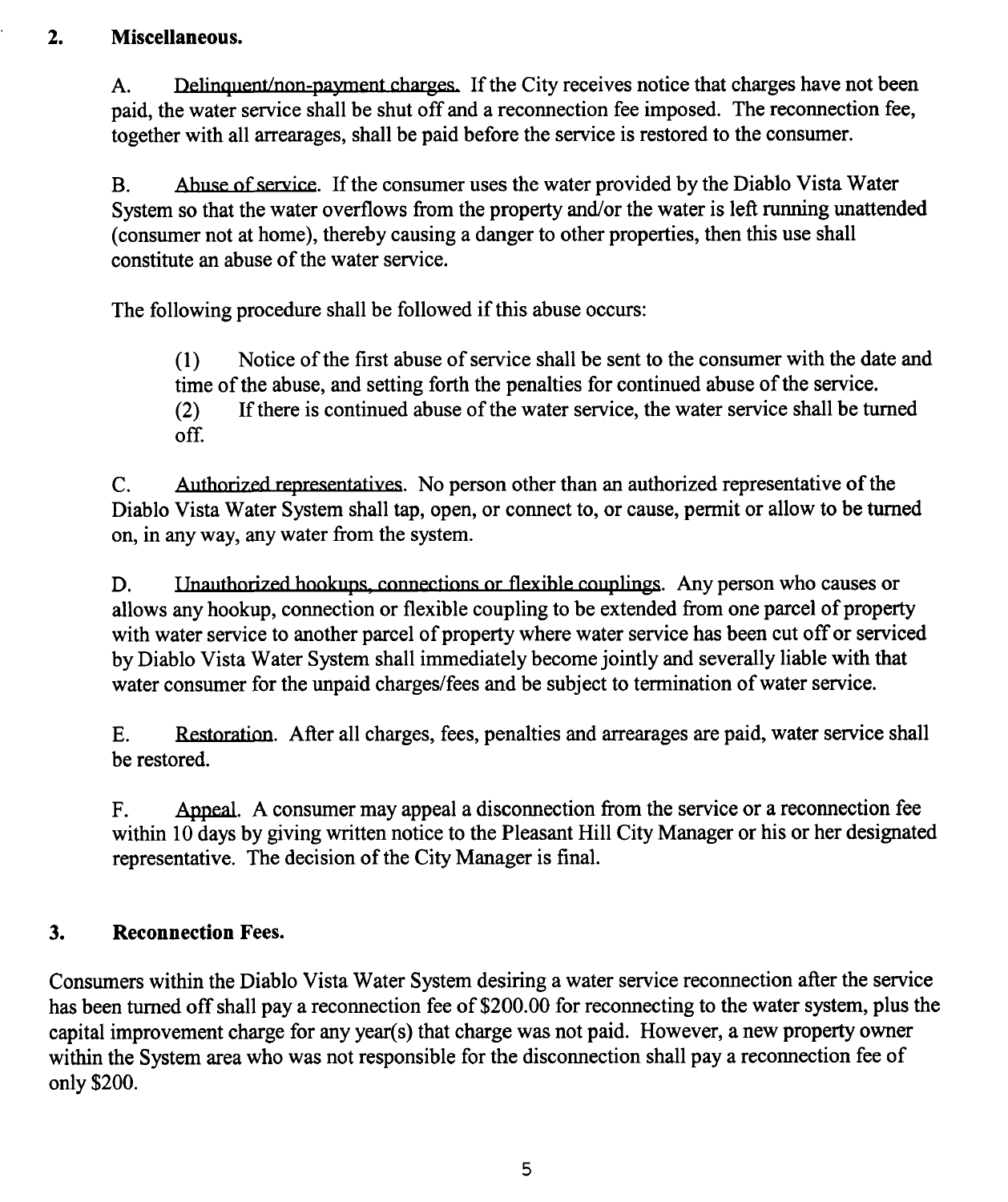## 2. Miscellaneous.

A. Delinquent/non-payment charges. If the City receives notice that charges have not been paid, the water service shall be shut off and a reconnection fee imposed. The reconnection fee, together with all arrearages, shall be paid before the service is restored to the consumer.

B. Abuse of service. If the consumer uses the water provided by the Diablo Vista Water System so that the water overflows from the property and/or the water is left running unattended (consumer not at home), thereby causing a danger to other properties, then this use shall constitute an abuse of the water service.

The following procedure shall be followed if this abuse occurs:

(1) Notice of the first abuse of service shall be sent to the consumer with the date and time of the abuse, and setting forth the penalties for continued abuse of the service.
(2) If there is continued abuse of the water service, the water service shall be turned off.

C. Authorized representatives. No person other than an authorized representative of the Diablo Vista Water System shall tap, open, or connect to, or cause, permit or allow to be turned on, in any way, any water from the system.

D. Unauthorized hookups, connections or flexible couplings. Any person who causes or allows any hookup, connection or flexible coupling to be extended from one parcel of property with water service to another parcel of property where water service has been cut off or serviced by Diablo Vista Water System shall immediately become jointly and severally liable with that water consumer for the unpaid charges/fees and be subject to termination of water service.

E. Restoration. After all charges, fees, penalties and arrearages are paid, water service shall be restored.

F. Appeal. A consumer may appeal a disconnection from the service or a reconnection fee within 10 days by giving written notice to the Pleasant Hill City Manager or his or her designated representative. The decision of the City Manager is final.

## 3. Reconnection Fees.

Consumers within the Diablo Vista Water System desiring a water service reconnection after the service has been turned off shall pay a reconnection fee of $200.00 for reconnecting to the water system, plus the capital improvement charge for any year(s) that charge was not paid. However, a new property owner within the System area who was not responsible for the disconnection shall pay a reconnection fee of only $200.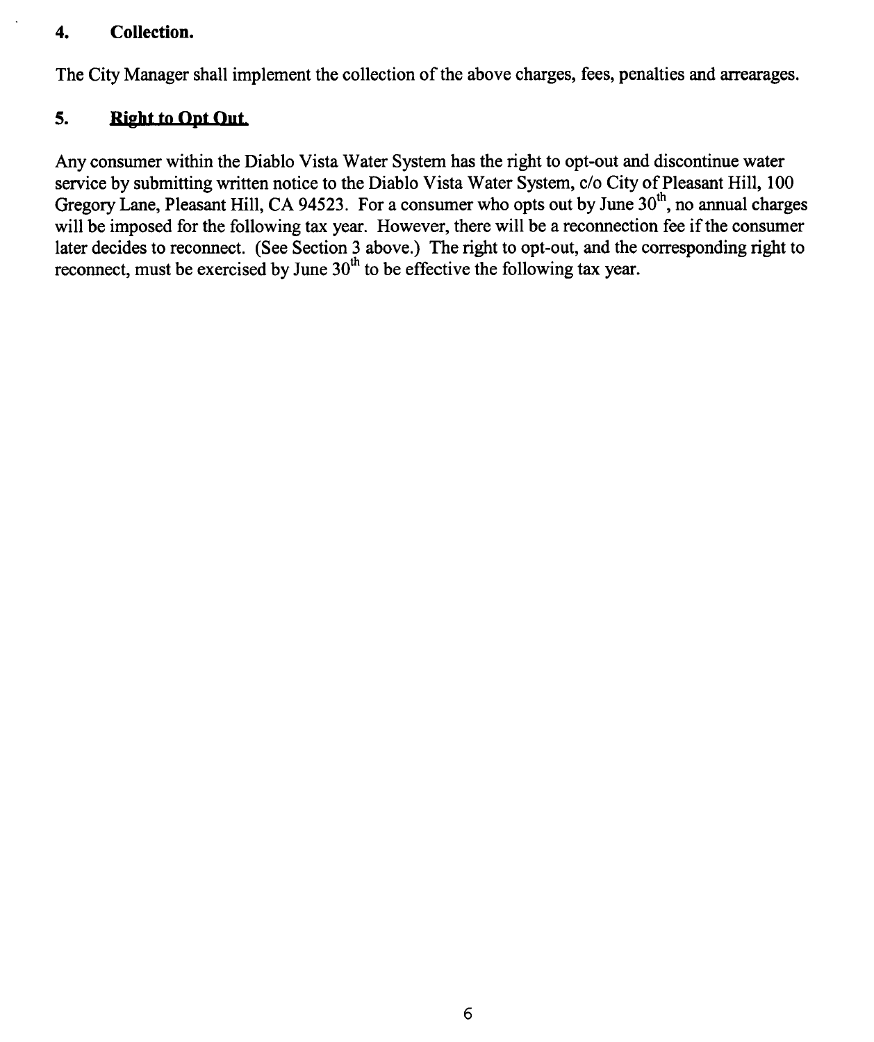**4. Collection.**

The City Manager shall implement the collection of the above charges, fees, penalties and arrearages.

**5. Right to Opt Out.**

Any consumer within the Diablo Vista Water System has the right to opt-out and discontinue water service by submitting written notice to the Diablo Vista Water System, c/o City of Pleasant Hill, 100 Gregory Lane, Pleasant Hill, CA 94523. For a consumer who opts out by June 30th, no annual charges will be imposed for the following tax year. However, there will be a reconnection fee if the consumer later decides to reconnect. (See Section 3 above.) The right to opt-out, and the corresponding right to reconnect, must be exercised by June 30th to be effective the following tax year.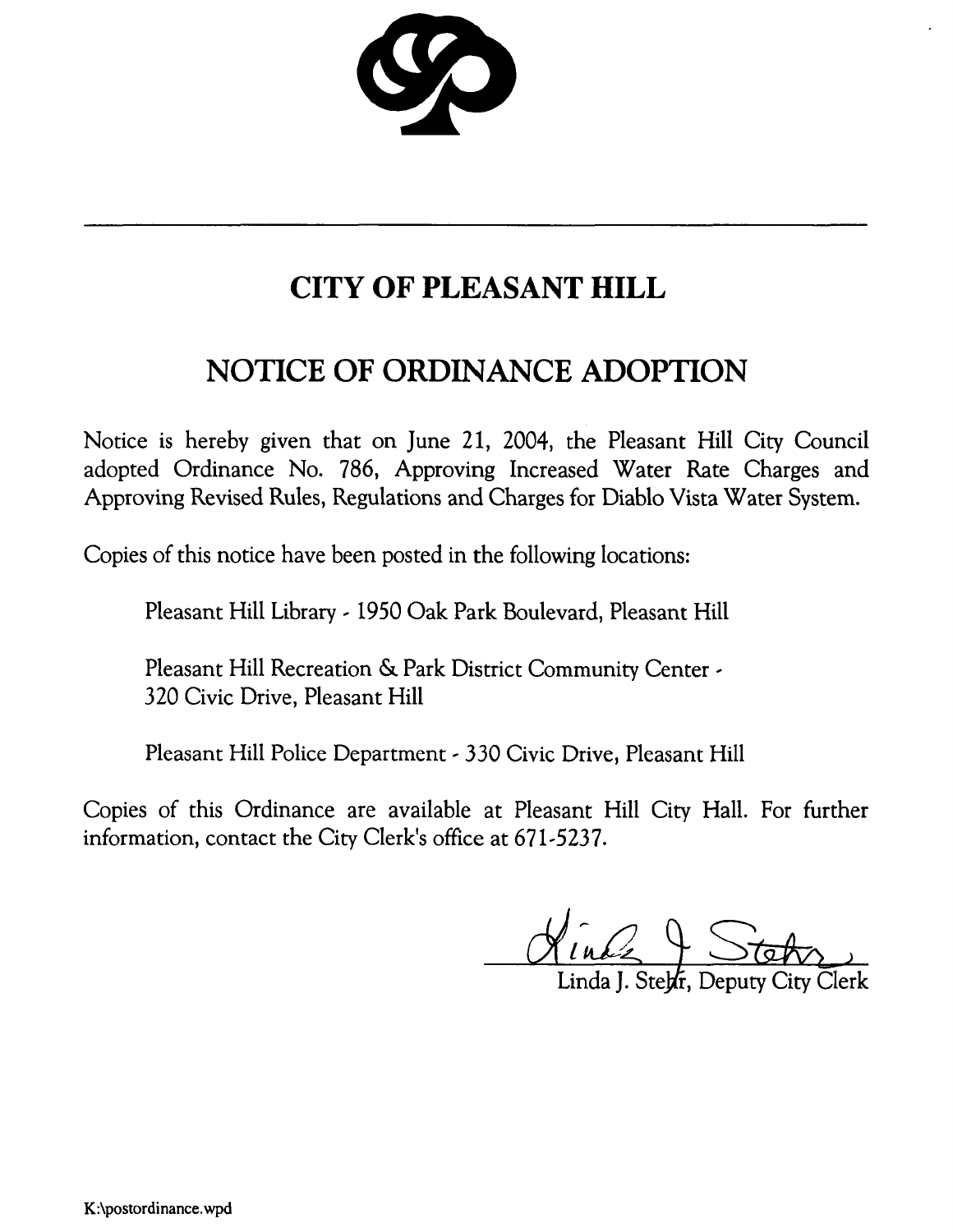# CITY OF PLEASANT HILL

## NOTICE OF ORDINANCE ADOPTION

Notice is hereby given that on June 21, 2004, the Pleasant Hill City Council adopted Ordinance No. 786, Approving Increased Water Rate Charges and Approving Revised Rules, Regulations and Charges for Diablo Vista Water System.

Copies of this notice have been posted in the following locations:

Pleasant Hill Library - 1950 Oak Park Boulevard, Pleasant Hill

Pleasant Hill Recreation & Park District Community Center - 320 Civic Drive, Pleasant Hill

Pleasant Hill Police Department - 330 Civic Drive, Pleasant Hill

Copies of this Ordinance are available at Pleasant Hill City Hall. For further information, contact the City Clerk's office at 671-5237.

Linda J. Stehr

Linda J. Stehr, Deputy City Clerk

K:\postordinance.wpd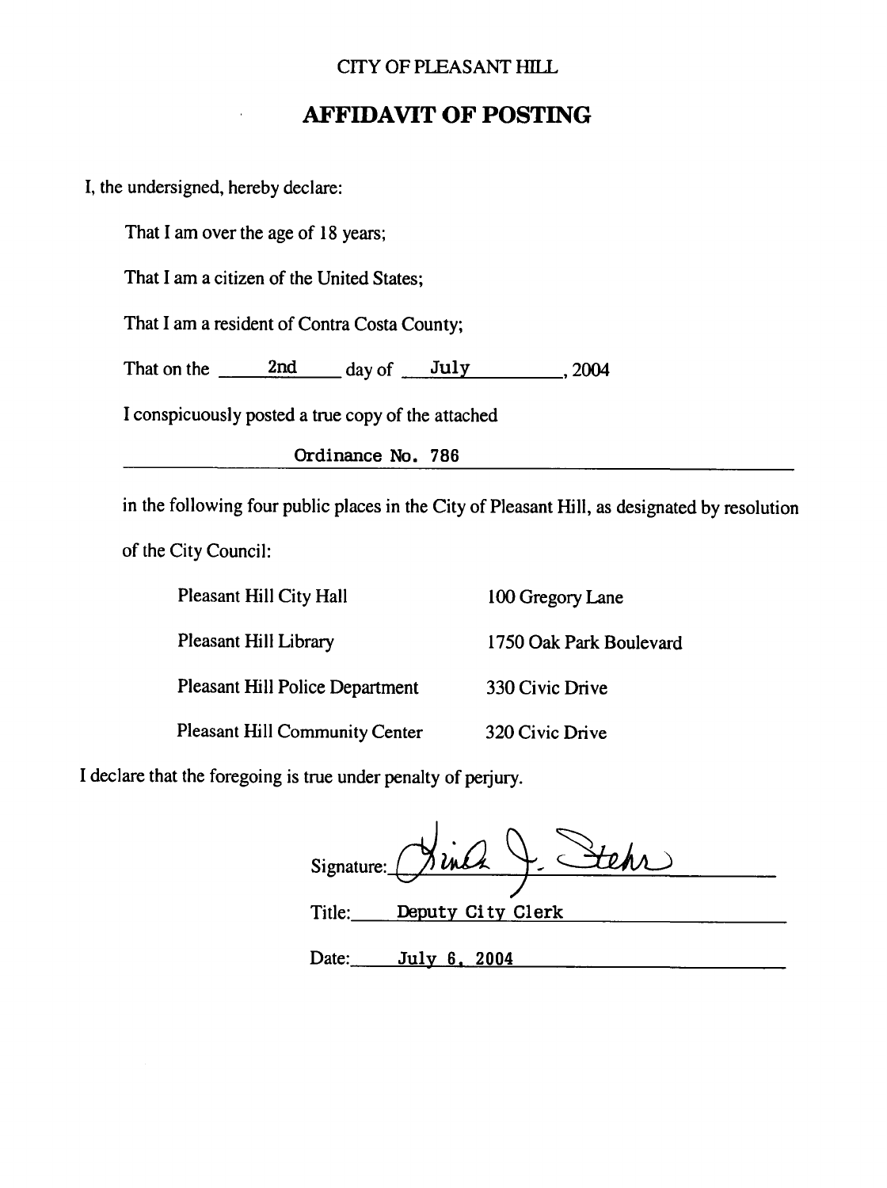CITY OF PLEASANT HILL

# AFFIDAVIT OF POSTING

I, the undersigned, hereby declare:

That I am over the age of 18 years;

That I am a citizen of the United States;

That I am a resident of Contra Costa County;

That on the 2nd day of July, 2004

I conspicuously posted a true copy of the attached

Ordinance No. 786

in the following four public places in the City of Pleasant Hill, as designated by resolution of the City Council:

| | |
|---|---|
| Pleasant Hill City Hall | 100 Gregory Lane |
| Pleasant Hill Library | 1750 Oak Park Boulevard |
| Pleasant Hill Police Department | 330 Civic Drive |
| Pleasant Hill Community Center | 320 Civic Drive |

I declare that the foregoing is true under penalty of perjury.

Signature: Linda J. Stehr

Title: Deputy City Clerk

Date: July 6, 2004